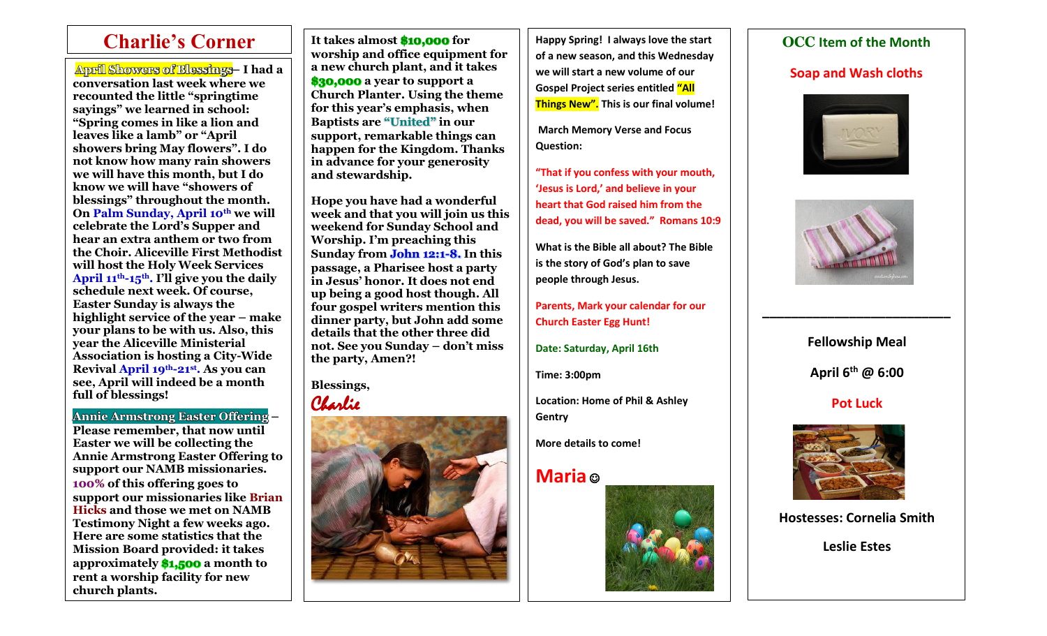# Charlie's Corner

**April Showers of Blessings– I had a conversation last week where we recounted the little "springtime sayings" we learned in school: "Spring comes in like a lion and leaves like a lamb" or "April showers bring May flowers". I do not know how many rain showers we will have this month, but I do know we will have "showers of blessings" throughout the month. On Palm Sunday, April 10th we will celebrate the Lord's Supper and hear an extra anthem or two from the Choir. Aliceville First Methodist will host the Holy Week Services April 11th-15th. I'll give you the daily schedule next week. Of course, Easter Sunday is always the highlight service of the year – make your plans to be with us. Also, this year the Aliceville Ministerial Association is hosting a City-Wide Revival April 19th-21st. As you can see, April will indeed be a month full of blessings!**

**Annie Armstrong Easter Offering – Please remember, that now until Easter we will be collecting the Annie Armstrong Easter Offering to support our NAMB missionaries. 100% of this offering goes to support our missionaries like Brian Hicks and those we met on NAMB Testimony Night a few weeks ago. Here are some statistics that the Mission Board provided: it takes approximately $1,500 a month to rent a worship facility for new church plants. It takes almost $10,000 for worship and office equipment for a new church plant, and it takes $30,000 a year to support a Church Planter. Using the theme for this year's emphasis, when Baptists are "United" in our support, remarkable things can happen for the Kingdom. Thanks in advance for your generosity and stewardship.**

**Hope you have had a wonderful week and that you will join us this weekend for Sunday School and Worship. I'm preaching this Sunday from John 12:1-8. In this passage, a Pharisee host a party in Jesus' honor. It does not end up being a good host though. All four gospel writers mention this dinner party, but John add some details that the other three did not. See you Sunday – don't miss the party, Amen?!**

**Blessings,**

*Charlie*

**Happy Spring! I always love the start of a new season, and this Wednesday we will start a new volume of our Gospel Project series entitled "All Things New". This is our final volume!**

**March Memory Verse and Focus Question:**

**"That if you confess with your mouth, 'Jesus is Lord,' and believe in your heart that God raised him from the dead, you will be saved." Romans 10:9**

**What is the Bible all about? The Bible is the story of God's plan to save people through Jesus.**

**Parents, Mark your calendar for our Church Easter Egg Hunt!**

**Date: Saturday, April 16th**

**Time: 3:00pm**

**Location: Home of Phil & Ashley Gentry**

**More details to come!**

**Maria ☺**

## OCC Item of the Month

## Soap and Wash cloths

---

**Fellowship Meal**

**April 6th @ 6:00**

**Pot Luck**

**Hostesses: Cornelia Smith**

**Leslie Estes**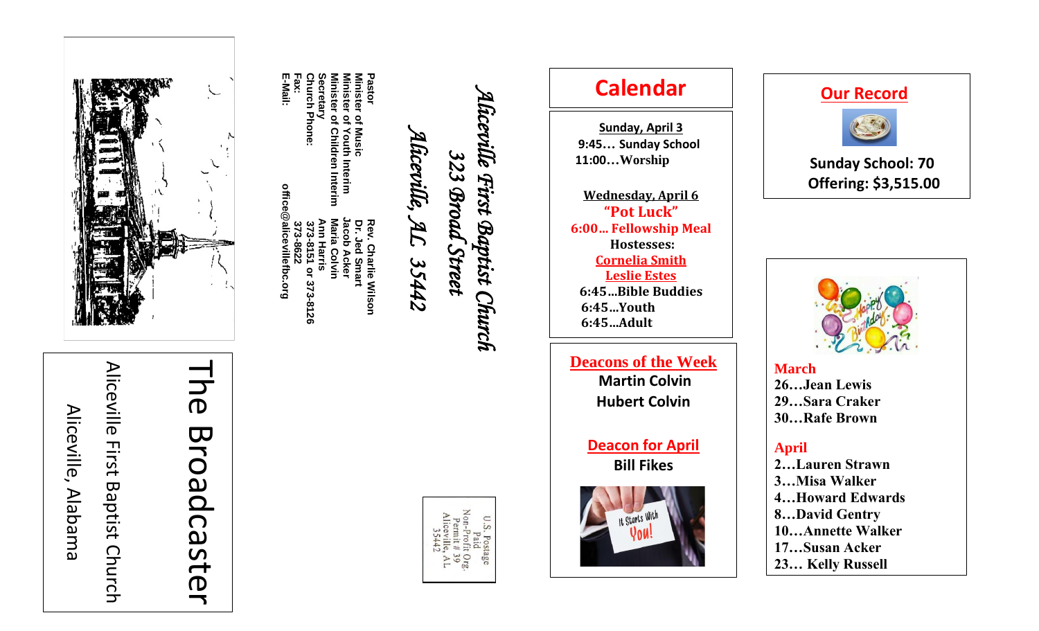# The Broadcaster

Aliceville First Baptist Church

Aliceville, Alabama

*Aliceville First Baptist Church*

*323 Broad Street*

*Aliceville, AL 35442*

**Pastor** Rev. Charlie Wilson
**Minister of Music** Dr. Jed Smart
**Minister of Youth Interim** Jacob Acker
**Minister of Children Interim** Maria Colvin
**Secretary** Ann Harris
**Church Phone:** 373-8151 or 373-8126
**Fax:** 373-8622
**E-Mail:** office@alicevillefbc.org

U.S. Postage
Paid
Non-Profit Org.
Permit # 39
Aliceville, AL
35442

## Calendar

**Sunday, April 3**
9:45… Sunday School
11:00…Worship

**Wednesday, April 6**
"Pot Luck"
6:00… Fellowship Meal
Hostesses:
Cornelia Smith
Leslie Estes
6:45…Bible Buddies
6:45…Youth
6:45…Adult

## Deacons of the Week

Martin Colvin
Hubert Colvin

## Deacon for April

Bill Fikes

It Starts With You!

## Our Record

Sunday School: 70
Offering: $3,515.00

Happy Birthday

**March**
26…Jean Lewis
29…Sara Craker
30…Rafe Brown

**April**
2…Lauren Strawn
3…Misa Walker
4…Howard Edwards
8…David Gentry
10…Annette Walker
17…Susan Acker
23… Kelly Russell